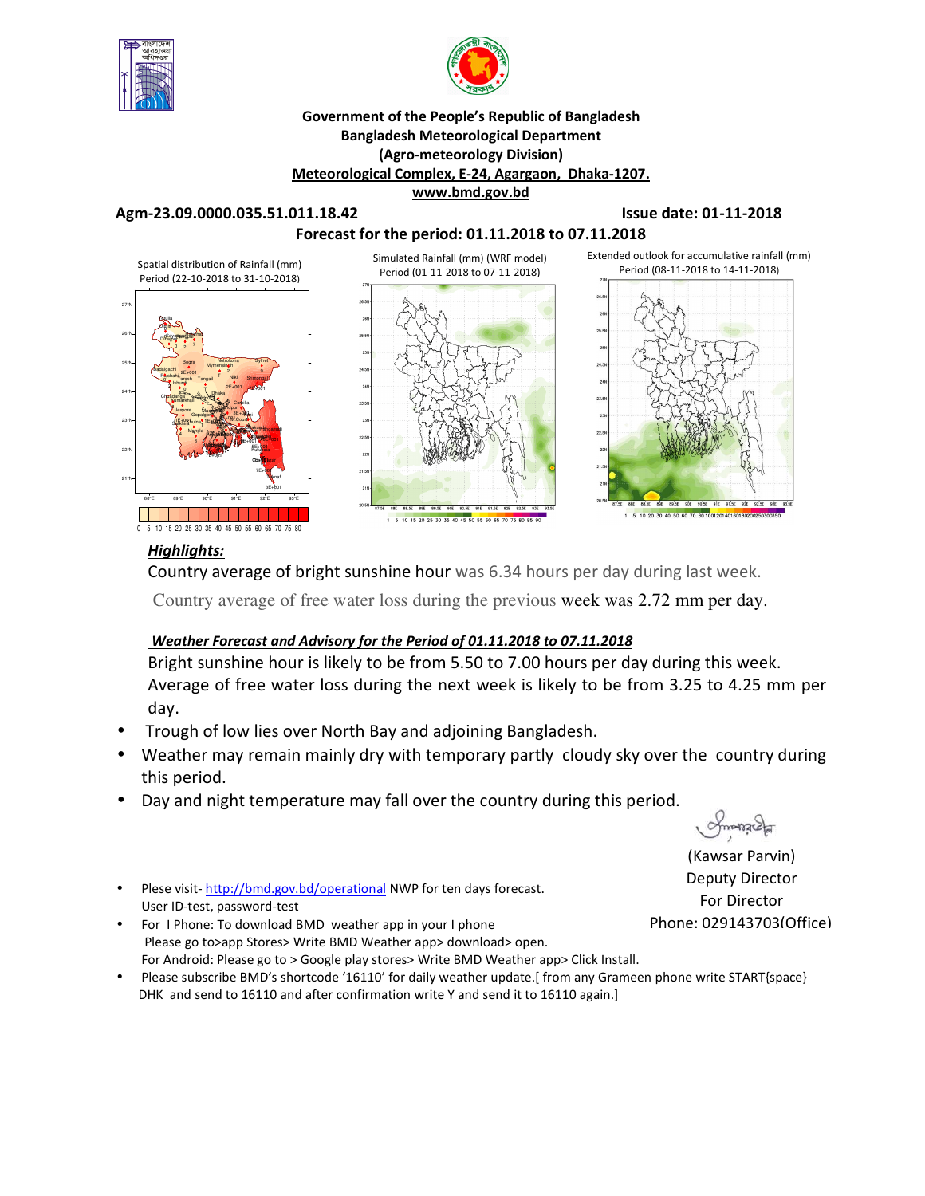**Government of the People's Republic of Bangladesh**
**Bangladesh Meteorological Department**
**(Agro-meteorology Division)**
**Meteorological Complex, E-24, Agargaon, Dhaka-1207.**
**www.bmd.gov.bd**

**Agm-23.09.0000.035.51.011.18.42** **Issue date: 01-11-2018**

**Forecast for the period: 01.11.2018 to 07.11.2018**

Spatial distribution of Rainfall (mm) Period (22-10-2018 to 31-10-2018)

Simulated Rainfall (mm) (WRF model) Period (01-11-2018 to 07-11-2018)

Extended outlook for accumulative rainfall (mm) Period (08-11-2018 to 14-11-2018)

***Highlights:***

Country average of bright sunshine hour was 6.34 hours per day during last week.

Country average of free water loss during the previous week was 2.72 mm per day.

***Weather Forecast and Advisory for the Period of 01.11.2018 to 07.11.2018***

Bright sunshine hour is likely to be from 5.50 to 7.00 hours per day during this week.

Average of free water loss during the next week is likely to be from 3.25 to 4.25 mm per day.

- Trough of low lies over North Bay and adjoining Bangladesh.
- Weather may remain mainly dry with temporary partly cloudy sky over the country during this period.
- Day and night temperature may fall over the country during this period.

(Kawsar Parvin)
Deputy Director
For Director
Phone: 029143703(Office)

- Plese visit- http://bmd.gov.bd/operational NWP for ten days forecast. User ID-test, password-test
- For I Phone: To download BMD weather app in your I phone Please go to>app Stores> Write BMD Weather app> download> open. For Android: Please go to > Google play stores> Write BMD Weather app> Click Install.
- Please subscribe BMD's shortcode '16110' for daily weather update.[ from any Grameen phone write START{space} DHK and send to 16110 and after confirmation write Y and send it to 16110 again.]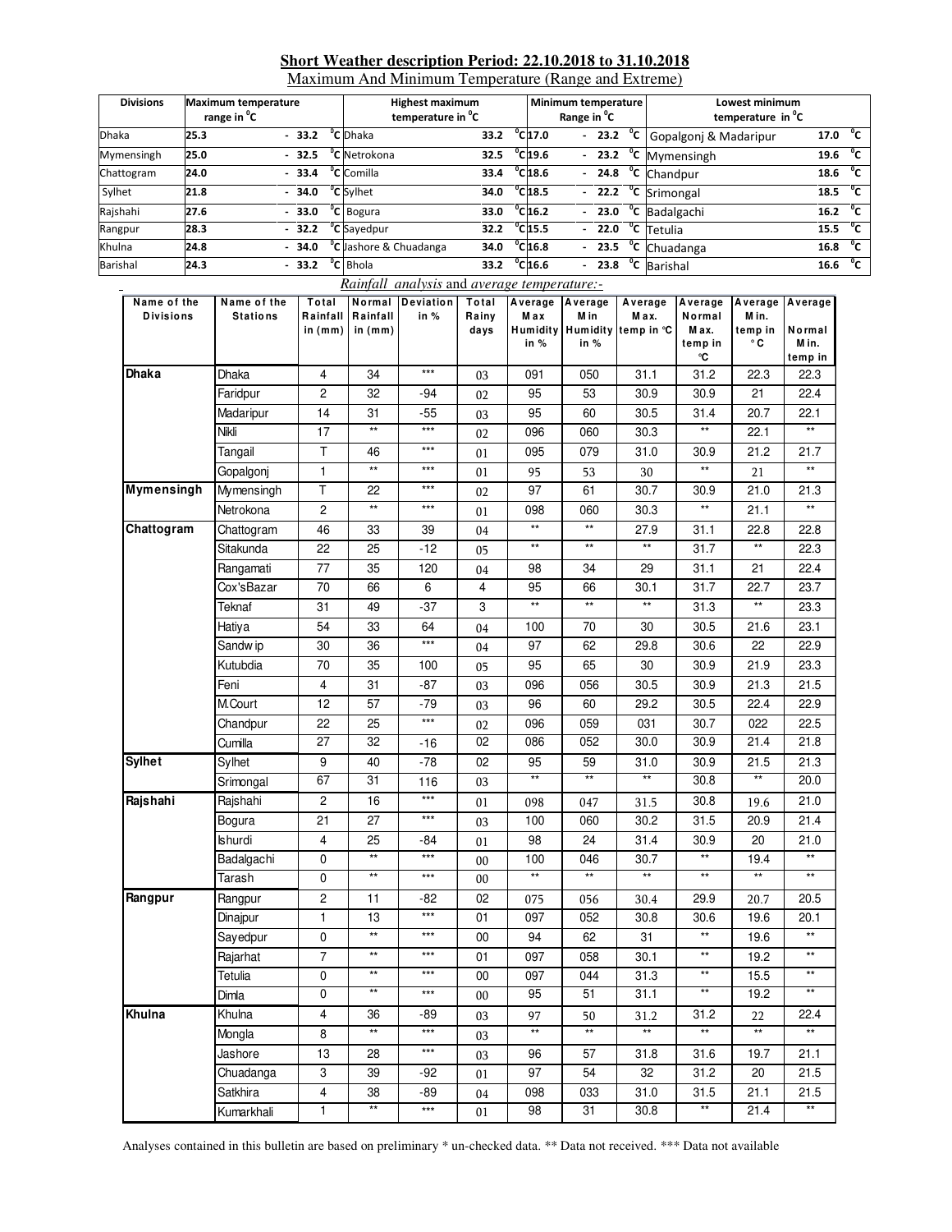## Short Weather description Period: 22.10.2018 to 31.10.2018

Maximum And Minimum Temperature (Range and Extreme)

| Divisions | Maximum temperature range in °C | Highest maximum temperature in °C | | Minimum temperature Range in °C | Lowest minimum temperature in °C | |
|---|---|---|---|---|---|---|
| Dhaka | 25.3 - 33.2 °C | Dhaka | 33.2 °C | 17.0 - 23.2 °C | Gopalgonj & Madaripur | 17.0 °C |
| Mymensingh | 25.0 - 32.5 °C | Netrokona | 32.5 °C | 19.6 - 23.2 °C | Mymensingh | 19.6 °C |
| Chattogram | 24.0 - 33.4 °C | Comilla | 33.4 °C | 18.6 - 24.8 °C | Chandpur | 18.6 °C |
| Sylhet | 21.8 - 34.0 °C | Sylhet | 34.0 °C | 18.5 - 22.2 °C | Srimongal | 18.5 °C |
| Rajshahi | 27.6 - 33.0 °C | Bogura | 33.0 °C | 16.2 - 23.0 °C | Badalgachi | 16.2 °C |
| Rangpur | 28.3 - 32.2 °C | Sayedpur | 32.2 °C | 15.5 - 22.0 °C | Tetulia | 15.5 °C |
| Khulna | 24.8 - 34.0 °C | Jashore & Chuadanga | 34.0 °C | 16.8 - 23.5 °C | Chuadanga | 16.8 °C |
| Barishal | 24.3 - 33.2 °C | Bhola | 33.2 °C | 16.6 - 23.8 °C | Barishal | 16.6 °C |

*Rainfall analysis* and *average temperature:-*

| Name of the Divisions | Name of the Stations | Total Rainfall in (mm) | Normal Rainfall in (mm) | Deviation in % | Total Rainy days | Average Max Humidity in % | Average Min Humidity in % | Average Max. temp in °C | Average Normal Max. temp in °C | Average Min. temp in °C | Average Normal Min. temp in |
|---|---|---|---|---|---|---|---|---|---|---|---|
| **Dhaka** | Dhaka | 4 | 34 | *** | 03 | 091 | 050 | 31.1 | 31.2 | 22.3 | 22.3 |
| | Faridpur | 2 | 32 | -94 | 02 | 95 | 53 | 30.9 | 30.9 | 21 | 22.4 |
| | Madaripur | 14 | 31 | -55 | 03 | 95 | 60 | 30.5 | 31.4 | 20.7 | 22.1 |
| | Nikli | 17 | ** | *** | 02 | 096 | 060 | 30.3 | ** | 22.1 | ** |
| | Tangail | T | 46 | *** | 01 | 095 | 079 | 31.0 | 30.9 | 21.2 | 21.7 |
| | Gopalgonj | 1 | ** | *** | 01 | 95 | 53 | 30 | ** | 21 | ** |
| **Mymensingh** | Mymensingh | T | 22 | *** | 02 | 97 | 61 | 30.7 | 30.9 | 21.0 | 21.3 |
| | Netrokona | 2 | ** | *** | 01 | 098 | 060 | 30.3 | ** | 21.1 | ** |
| **Chattogram** | Chattogram | 46 | 33 | 39 | 04 | ** | ** | 27.9 | 31.1 | 22.8 | 22.8 |
| | Sitakunda | 22 | 25 | -12 | 05 | ** | ** | ** | 31.7 | ** | 22.3 |
| | Rangamati | 77 | 35 | 120 | 04 | 98 | 34 | 29 | 31.1 | 21 | 22.4 |
| | Cox'sBazar | 70 | 66 | 6 | 4 | 95 | 66 | 30.1 | 31.7 | 22.7 | 23.7 |
| | Teknaf | 31 | 49 | -37 | 3 | ** | ** | ** | 31.3 | ** | 23.3 |
| | Hatiya | 54 | 33 | 64 | 04 | 100 | 70 | 30 | 30.5 | 21.6 | 23.1 |
| | Sandwip | 30 | 36 | *** | 04 | 97 | 62 | 29.8 | 30.6 | 22 | 22.9 |
| | Kutubdia | 70 | 35 | 100 | 05 | 95 | 65 | 30 | 30.9 | 21.9 | 23.3 |
| | Feni | 4 | 31 | -87 | 03 | 096 | 056 | 30.5 | 30.9 | 21.3 | 21.5 |
| | M.Court | 12 | 57 | -79 | 03 | 96 | 60 | 29.2 | 30.5 | 22.4 | 22.9 |
| | Chandpur | 22 | 25 | *** | 02 | 096 | 059 | 031 | 30.7 | 022 | 22.5 |
| | Cumilla | 27 | 32 | -16 | 02 | 086 | 052 | 30.0 | 30.9 | 21.4 | 21.8 |
| **Sylhet** | Sylhet | 9 | 40 | -78 | 02 | 95 | 59 | 31.0 | 30.9 | 21.5 | 21.3 |
| | Srimongal | 67 | 31 | 116 | 03 | ** | ** | ** | 30.8 | ** | 20.0 |
| **Rajshahi** | Rajshahi | 2 | 16 | *** | 01 | 098 | 047 | 31.5 | 30.8 | 19.6 | 21.0 |
| | Bogura | 21 | 27 | *** | 03 | 100 | 060 | 30.2 | 31.5 | 20.9 | 21.4 |
| | Ishurdi | 4 | 25 | -84 | 01 | 98 | 24 | 31.4 | 30.9 | 20 | 21.0 |
| | Badalgachi | 0 | ** | *** | 00 | 100 | 046 | 30.7 | ** | 19.4 | ** |
| | Tarash | 0 | ** | *** | 00 | ** | ** | ** | ** | ** | ** |
| **Rangpur** | Rangpur | 2 | 11 | -82 | 02 | 075 | 056 | 30.4 | 29.9 | 20.7 | 20.5 |
| | Dinajpur | 1 | 13 | *** | 01 | 097 | 052 | 30.8 | 30.6 | 19.6 | 20.1 |
| | Sayedpur | 0 | ** | *** | 00 | 94 | 62 | 31 | ** | 19.6 | ** |
| | Rajarhat | 7 | ** | *** | 01 | 097 | 058 | 30.1 | ** | 19.2 | ** |
| | Tetulia | 0 | ** | *** | 00 | 097 | 044 | 31.3 | ** | 15.5 | ** |
| | Dimla | 0 | ** | *** | 00 | 95 | 51 | 31.1 | ** | 19.2 | ** |
| **Khulna** | Khulna | 4 | 36 | -89 | 03 | 97 | 50 | 31.2 | 31.2 | 22 | 22.4 |
| | Mongla | 8 | ** | *** | 03 | ** | ** | ** | ** | ** | ** |
| | Jashore | 13 | 28 | *** | 03 | 96 | 57 | 31.8 | 31.6 | 19.7 | 21.1 |
| | Chuadanga | 3 | 39 | -92 | 01 | 97 | 54 | 32 | 31.2 | 20 | 21.5 |
| | Satkhira | 4 | 38 | -89 | 04 | 098 | 033 | 31.0 | 31.5 | 21.1 | 21.5 |
| | Kumarkhali | 1 | ** | *** | 01 | 98 | 31 | 30.8 | ** | 21.4 | ** |

Analyses contained in this bulletin are based on preliminary * un-checked data. ** Data not received. *** Data not available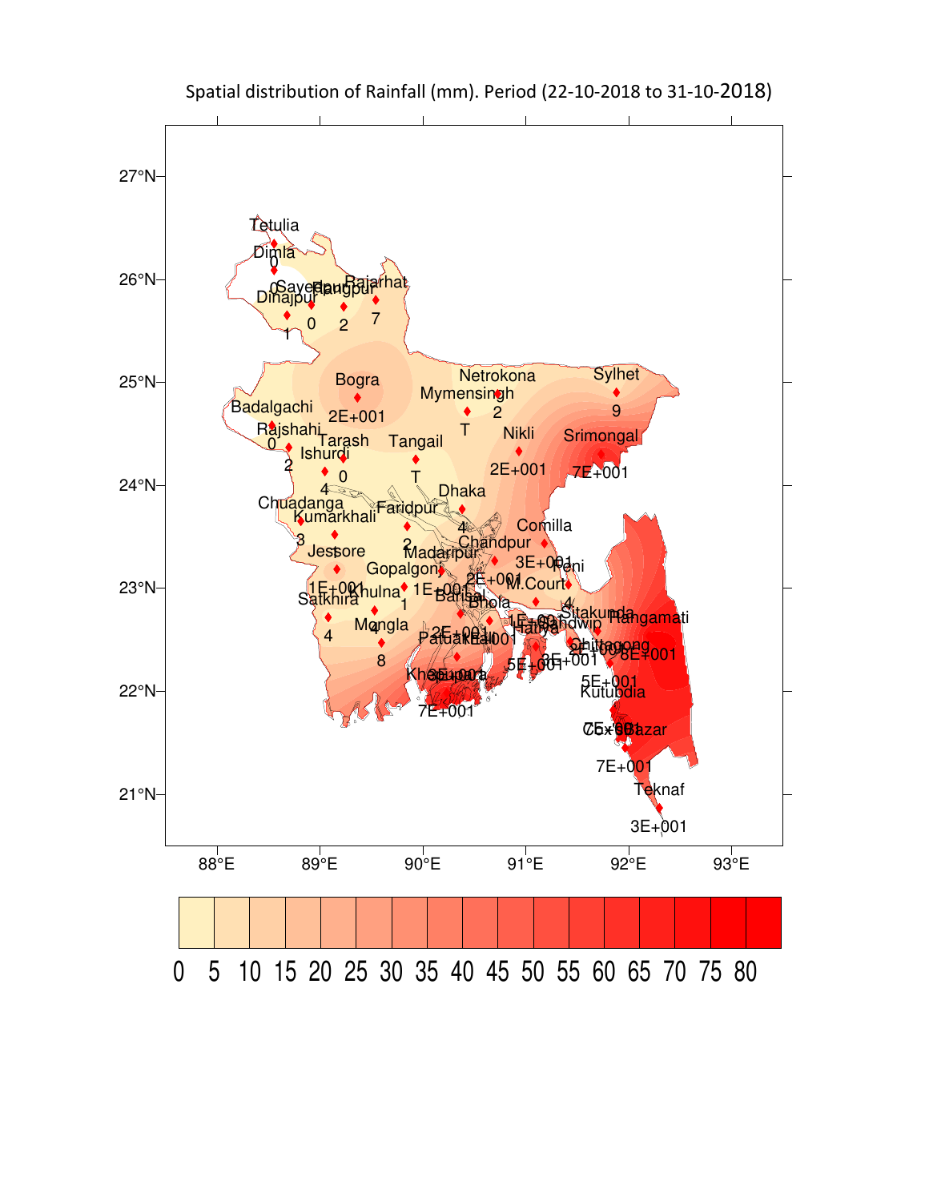Spatial distribution of Rainfall (mm). Period (22-10-2018 to 31-10-2018)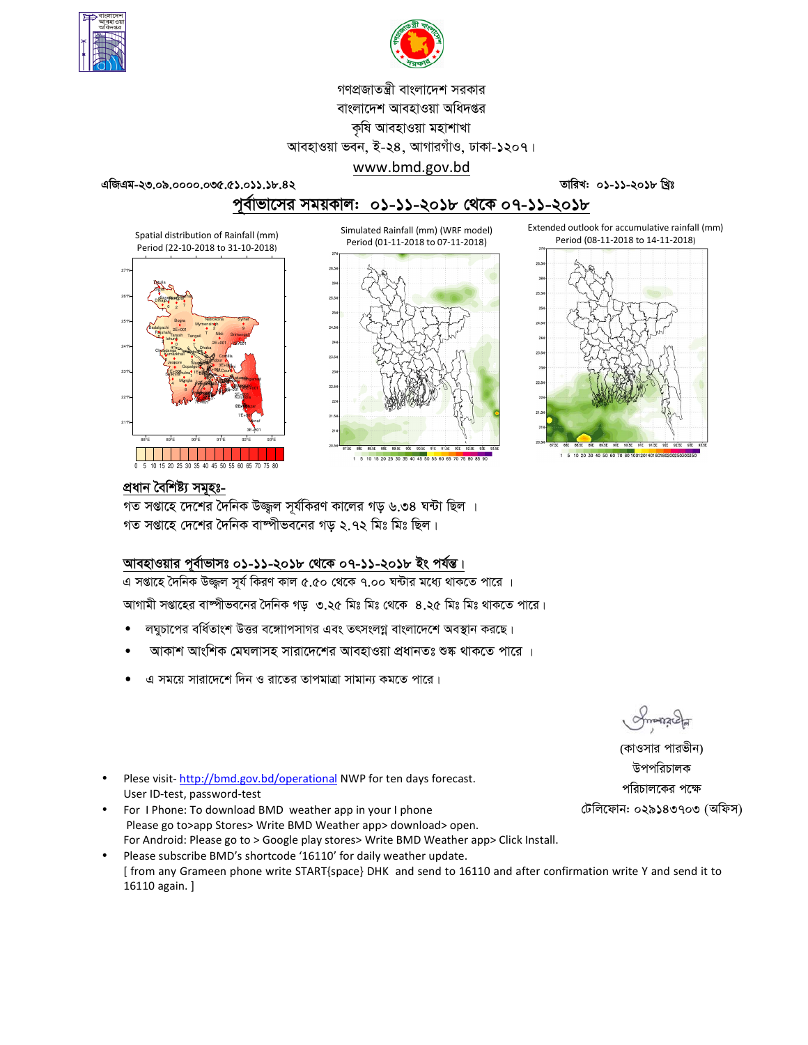গণপ্রজাতন্ত্রী বাংলাদেশ সরকার
বাংলাদেশ আবহাওয়া অধিদপ্তর
কৃষি আবহাওয়া মহাশাখা
আবহাওয়া ভবন, ই-২৪, আগারগাঁও, ঢাকা-১২০৭।
www.bmd.gov.bd

এজিএম-২৩.০৯.০০০০.০৩৫.৫১.০১১.১৮.৪২ তারিখ: ০১-১১-২০১৮ খ্রিঃ

## পূর্বাভাসের সময়কাল: ০১-১১-২০১৮ থেকে ০৭-১১-২০১৮

Spatial distribution of Rainfall (mm) Period (22-10-2018 to 31-10-2018)

Simulated Rainfall (mm) (WRF model) Period (01-11-2018 to 07-11-2018)

Extended outlook for accumulative rainfall (mm) Period (08-11-2018 to 14-11-2018)

### প্রধান বৈশিষ্ট্য সমূহঃ-

গত সপ্তাহে দেশের দৈনিক উজ্জ্বল সূর্যকিরণ কালের গড় ৬.৩৪ ঘন্টা ছিল ।
গত সপ্তাহে দেশের দৈনিক বাষ্পীভবনের গড় ২.৭২ মিঃ মিঃ ছিল।

### আবহাওয়ার পূর্বাভাসঃ ০১-১১-২০১৮ থেকে ০৭-১১-২০১৮ ইং পর্যন্ত।

এ সপ্তাহে দৈনিক উজ্জ্বল সূর্য কিরণ কাল ৫.৫০ থেকে ৭.০০ ঘন্টার মধ্যে থাকতে পারে ।

আগামী সপ্তাহের বাষ্পীভবনের দৈনিক গড় ৩.২৫ মিঃ মিঃ থেকে ৪.২৫ মিঃ মিঃ থাকতে পারে।

- লঘুচাপের বর্ধিতাংশ উত্তর বঙ্গোপসাগর এবং তৎসংলগ্ন বাংলাদেশে অবস্থান করছে।
- আকাশ আংশিক মেঘলাসহ সারাদেশের আবহাওয়া প্রধানতঃ শুষ্ক থাকতে পারে ।
- এ সময়ে সারাদেশে দিন ও রাতের তাপমাত্রা সামান্য কমতে পারে।

(কাওসার পারভীন)
উপপরিচালক
পরিচালকের পক্ষে
টেলিফোন: ০২৯১৪৩৭০৩ (অফিস)

- Plese visit- http://bmd.gov.bd/operational NWP for ten days forecast. User ID-test, password-test
- For I Phone: To download BMD weather app in your I phone Please go to>app Stores> Write BMD Weather app> download> open. For Android: Please go to > Google play stores> Write BMD Weather app> Click Install.
- Please subscribe BMD's shortcode '16110' for daily weather update. [ from any Grameen phone write START{space} DHK and send to 16110 and after confirmation write Y and send it to 16110 again. ]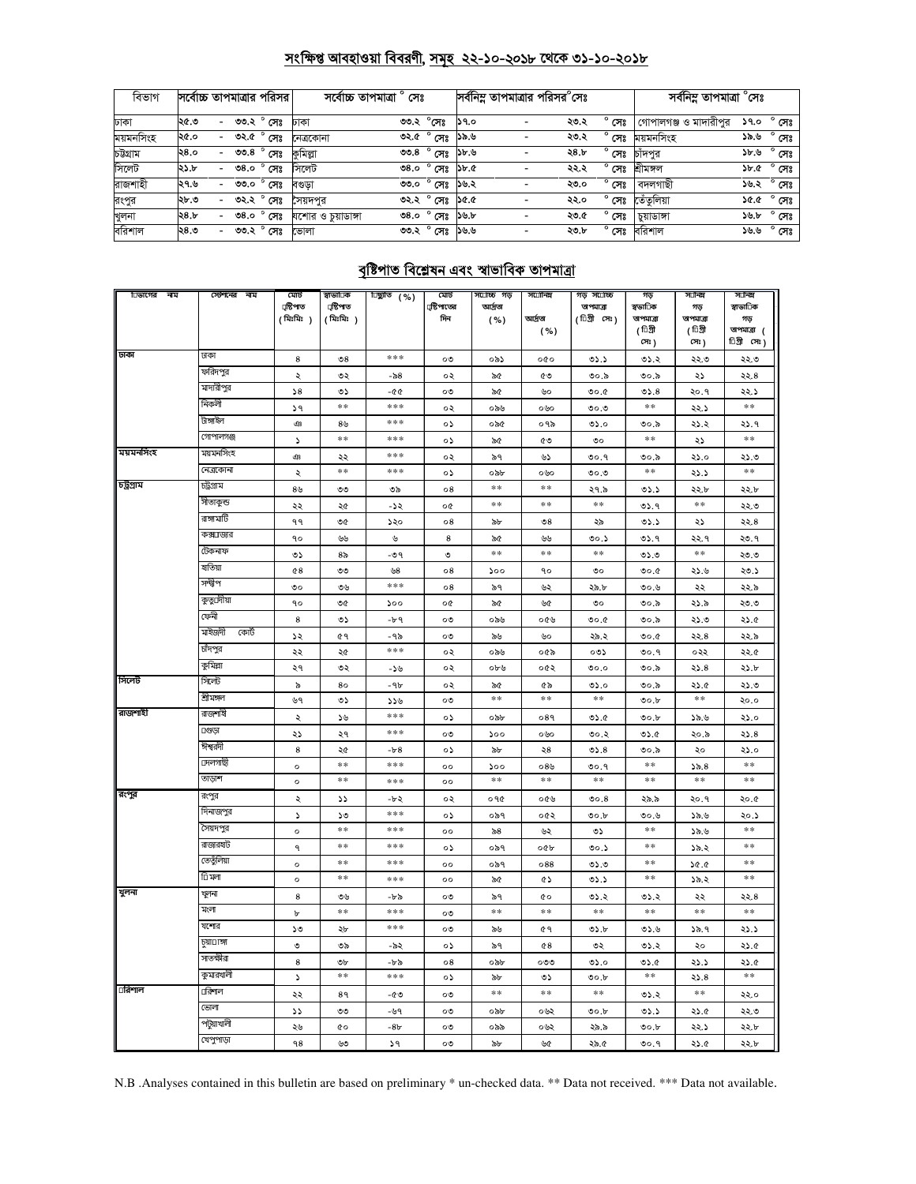## সংক্ষিপ্ত আবহাওয়া বিবরণী, সমূহ ২২-১০-২০১৮ থেকে ৩১-১০-২০১৮

| বিভাগ | সর্বোচ্চ তাপমাত্রার পরিসর | সর্বোচ্চ তাপমাত্রা ° সেঃ | | সর্বনিম্ন তাপমাত্রার পরিসর°সেঃ | সর্বনিম্ন তাপমাত্রা °সেঃ | |
|---|---|---|---|---|---|---|
| ঢাকা | ২৫.৩ - ৩৩.২ ° সেঃ | ঢাকা | ৩৩.২ °সেঃ | ১৭.০ - ২৩.২ ° সেঃ | গোপালগঞ্জ ও মাদারীপুর | ১৭.০ ° সেঃ |
| ময়মনসিংহ | ২৫.০ - ৩২.৫ ° সেঃ | নেত্রকোনা | ৩২.৫ ° সেঃ | ১৯.৬ - ২৩.২ ° সেঃ | ময়মনসিংহ | ১৯.৬ ° সেঃ |
| চট্টগ্রাম | ২৪.০ - ৩৩.৪ ° সেঃ | কুমিল্লা | ৩৩.৪ ° সেঃ | ১৮.৬ - ২৪.৮ ° সেঃ | চাঁদপুর | ১৮.৬ ° সেঃ |
| সিলেট | ২১.৮ - ৩৪.০ ° সেঃ | সিলেট | ৩৪.০ ° সেঃ | ১৮.৫ - ২২.২ ° সেঃ | শ্রীমঙ্গল | ১৮.৫ ° সেঃ |
| রাজশাহী | ২৭.৬ - ৩৩.০ ° সেঃ | বগুড়া | ৩৩.০ ° সেঃ | ১৬.২ - ২৩.০ ° সেঃ | বদলগাছী | ১৬.২ ° সেঃ |
| রংপুর | ২৮.৩ - ৩২.২ ° সেঃ | সৈয়দপুর | ৩২.২ ° সেঃ | ১৫.৫ - ২২.০ ° সেঃ | তেঁতুলিয়া | ১৫.৫ ° সেঃ |
| খুলনা | ২৪.৮ - ৩৪.০ ° সেঃ | যশোর ও চুয়াডাঙ্গা | ৩৪.০ ° সেঃ | ১৬.৮ - ২৩.৫ ° সেঃ | চুয়াডাঙ্গা | ১৬.৮ ° সেঃ |
| বরিশাল | ২৪.৩ - ৩৩.২ ° সেঃ | ভোলা | ৩৩.২ ° সেঃ | ১৬.৬ - ২৩.৮ ° সেঃ | বরিশাল | ১৬.৬ ° সেঃ |

## বৃষ্টিপাত বিশ্লেষন এবং স্বাভাবিক তাপমাত্রা

| বিভাগের নাম | স্টেশনের নাম | মোট বৃষ্টিপাত (মিঃমিঃ) | স্বাভাবিক বৃষ্টিপাত (মিঃমিঃ) | বিচ্যুতি (%) | মোট বৃষ্টিপাতের দিন | সর্বোচ্চ গড় আর্দ্রতা (%) | সর্বোনিম্ন আর্দ্রতা (%) | গড় সর্বোচ্চ তাপমাত্রা (ডিগ্রী সেঃ) | গড় স্বাভাবিক তাপমাত্রা (ডিগ্রী সেঃ) | সর্বনিম্ন গড় তাপমাত্রা (ডিগ্রী সেঃ) | সর্বনিম্ন স্বাভাবিক গড় তাপমাত্রা (ডিগ্রী সেঃ) |
|---|---|---|---|---|---|---|---|---|---|---|---|
| ঢাকা | ঢাকা | ৪ | ৩৪ | *** | ০৩ | ০৯১ | ০৫০ | ৩১.১ | ৩১.২ | ২২.৩ | ২২.৩ |
| | ফরিদপুর | ২ | ৩২ | -৯৪ | ০২ | ৯৫ | ৫৩ | ৩০.৯ | ৩০.৯ | ২১ | ২২.৪ |
| | মাদারীপুর | ১৪ | ৩১ | -৫৫ | ০৩ | ৯৫ | ৬০ | ৩০.৫ | ৩১.৪ | ২০.৭ | ২২.১ |
| | নিকলী | ১৭ | ** | *** | ০২ | ০৯৬ | ০৬০ | ৩০.৩ | ** | ২২.১ | ** |
| | টাঙ্গাইল | ঞ্জ | ৪৬ | *** | ০১ | ০৯৫ | ০৭৯ | ৩১.০ | ৩০.৯ | ২১.২ | ২১.৭ |
| | গোপালগঞ্জ | ১ | ** | *** | ০১ | ৯৫ | ৫৩ | ৩০ | ** | ২১ | ** |
| ময়মনসিংহ | ময়মনসিংহ | ঞ্জ | ২২ | *** | ০২ | ৯৭ | ৬১ | ৩০.৭ | ৩০.৯ | ২১.০ | ২১.৩ |
| | নেত্রকোনা | ২ | ** | *** | ০১ | ০৯৮ | ০৬০ | ৩০.৩ | ** | ২১.১ | ** |
| চট্টগ্রাম | চট্টগ্রাম | ৪৬ | ৩৩ | ৩৯ | ০৪ | ** | ** | ২৭.৯ | ৩১.১ | ২২.৮ | ২২.৮ |
| | সীতাকুন্ড | ২২ | ২৫ | -১২ | ০৫ | ** | ** | ** | ৩১.৭ | ** | ২২.৩ |
| | রাঙ্গামাটি | ৭৭ | ৩৫ | ১২০ | ০৪ | ৯৮ | ৩৪ | ২৯ | ৩১.১ | ২১ | ২২.৪ |
| | কক্সবাজার | ৭০ | ৬৬ | ৬ | ৪ | ৯৫ | ৬৬ | ৩০.১ | ৩১.৭ | ২২.৭ | ২৩.৭ |
| | টেকনাফ | ৩১ | ৪৯ | -৩৭ | ৩ | ** | ** | ** | ৩১.৩ | ** | ২৩.৩ |
| | হাতিয়া | ৫৪ | ৩৩ | ৬৪ | ০৪ | ১০০ | ৭০ | ৩০ | ৩০.৫ | ২১.৬ | ২৩.১ |
| | সন্দ্বীপ | ৩০ | ৩৬ | *** | ০৪ | ৯৭ | ৬২ | ২৯.৮ | ৩০.৬ | ২২ | ২২.৯ |
| | কুতুবদীয়া | ৭০ | ৩৫ | ১০০ | ০৫ | ৯৫ | ৬৫ | ৩০ | ৩০.৯ | ২১.৯ | ২৩.৩ |
| | ফেনী | ৪ | ৩১ | -৮৭ | ০৩ | ০৯৬ | ০৫৬ | ৩০.৫ | ৩০.৯ | ২১.৩ | ২১.৫ |
| | মাইজদী কোর্ট | ১২ | ৫৭ | -৭৯ | ০৩ | ৯৬ | ৬০ | ২৯.২ | ৩০.৫ | ২২.৪ | ২২.৯ |
| | চাঁদপুর | ২২ | ২৫ | *** | ০২ | ০৯৬ | ০৫৯ | ০৩১ | ৩০.৭ | ০২২ | ২২.৫ |
| | কুমিল্লা | ২৭ | ৩২ | -১৬ | ০২ | ০৮৬ | ০৫২ | ৩০.০ | ৩০.৯ | ২১.৪ | ২১.৮ |
| সিলেট | সিলেট | ৯ | ৪০ | -৭৮ | ০২ | ৯৫ | ৫৯ | ৩১.০ | ৩০.৯ | ২১.৫ | ২১.৩ |
| | শ্রীমঙ্গল | ৬৭ | ৩১ | ১১৬ | ০৩ | ** | ** | ** | ৩০.৮ | ** | ২০.০ |
| রাজশাহী | রাজশাহী | ২ | ১৬ | *** | ০১ | ০৯৮ | ০৪৭ | ৩১.৫ | ৩০.৮ | ১৯.৬ | ২১.০ |
| | বগুড়া | ২১ | ২৭ | *** | ০৩ | ১০০ | ০৬০ | ৩০.২ | ৩১.৫ | ২০.৯ | ২১.৪ |
| | ঈশ্বরদী | ৪ | ২৫ | -৮৪ | ০১ | ৯৮ | ২৪ | ৩১.৪ | ৩০.৯ | ২০ | ২১.০ |
| | বদলগাছী | ০ | ** | *** | ০০ | ১০০ | ০৪৬ | ৩০.৭ | ** | ১৯.৪ | ** |
| | তাড়াশ | ০ | ** | *** | ০০ | ** | ** | ** | ** | ** | ** |
| রংপুর | রংপুর | ২ | ১১ | -৮২ | ০২ | ০৭৫ | ০৫৬ | ৩০.৪ | ২৯.৯ | ২০.৭ | ২০.৫ |
| | দিনাজপুর | ১ | ১৩ | *** | ০১ | ০৯৭ | ০৫২ | ৩০.৮ | ৩০.৬ | ১৯.৬ | ২০.১ |
| | সৈয়দপুর | ০ | ** | *** | ০০ | ৯৪ | ৬২ | ৩১ | ** | ১৯.৬ | ** |
| | রাজারহাট | ৭ | ** | *** | ০১ | ০৯৭ | ০৫৮ | ৩০.১ | ** | ১৯.২ | ** |
| | তেতুঁলিয়া | ০ | ** | *** | ০০ | ০৯৭ | ০৪৪ | ৩১.৩ | ** | ১৫.৫ | ** |
| | ডিমলা | ০ | ** | *** | ০০ | ৯৫ | ৫১ | ৩১.১ | ** | ১৯.২ | ** |
| খুলনা | খুলনা | ৪ | ৩৬ | -৮৯ | ০৩ | ৯৭ | ৫০ | ৩১.২ | ৩১.২ | ২২ | ২২.৪ |
| | মংলা | ৮ | ** | *** | ০৩ | ** | ** | ** | ** | ** | ** |
| | যশোর | ১৩ | ২৮ | *** | ০৩ | ৯৬ | ৫৭ | ৩১.৮ | ৩১.৬ | ১৯.৭ | ২১.১ |
| | চুয়াডাঙ্গা | ৩ | ৩৯ | -৯২ | ০১ | ৯৭ | ৫৪ | ৩২ | ৩১.২ | ২০ | ২১.৫ |
| | সাতক্ষীরা | ৪ | ৩৮ | -৮৯ | ০৪ | ০৯৮ | ০৩৩ | ৩১.০ | ৩১.৫ | ২১.১ | ২১.৫ |
| | কুমারখালী | ১ | ** | *** | ০১ | ৯৮ | ৩১ | ৩০.৮ | ** | ২১.৪ | ** |
| বরিশাল | বরিশাল | ২২ | ৪৭ | -৫৩ | ০৩ | ** | ** | ** | ৩১.২ | ** | ২২.০ |
| | ভোলা | ১১ | ৩৩ | -৬৭ | ০৩ | ০৯৮ | ০৬২ | ৩০.৮ | ৩১.১ | ২১.৫ | ২২.৩ |
| | পটুয়াখালী | ২৬ | ৫০ | -৪৮ | ০৩ | ০৯৯ | ০৬২ | ২৯.৯ | ৩০.৮ | ২২.১ | ২২.৮ |
| | খেপুপাড়া | ৭৪ | ৬৩ | ১৭ | ০৩ | ৯৮ | ৬৫ | ২৯.৫ | ৩০.৭ | ২১.৫ | ২২.৮ |

N.B .Analyses contained in this bulletin are based on preliminary * un-checked data. ** Data not received. *** Data not available.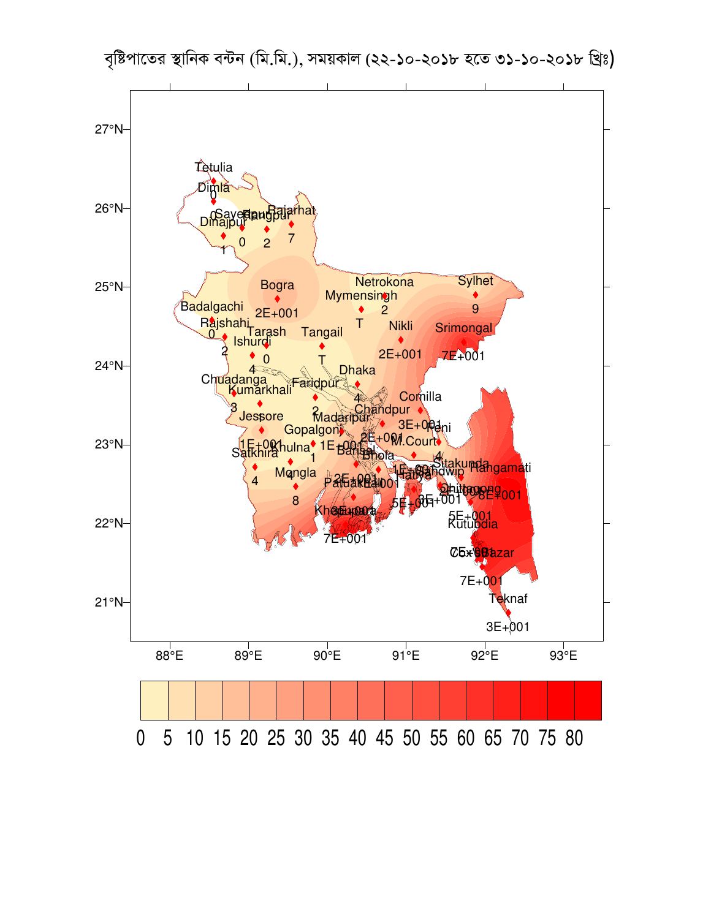বৃষ্টিপাতের স্থানিক বন্টন (মি.মি.), সময়কাল (২২-১০-২০১৮ হতে ৩১-১০-২০১৮ খ্রিঃ)

27°N
26°N
25°N
24°N
23°N
22°N
21°N

88°E 89°E 90°E 91°E 92°E 93°E

Tetulia
Dimla 0
Dinajpur 1
Sayedpur 0
Rangpur 2
Rajarhat 7
Bogra 2E+001
Badalgachi 0
Rajshahi 2
Tarash 0
Ishurdi 4
Mymensingh T
Netrokona 2
Sylhet 9
Tangail T
Nikli 2E+001
Srimongal 7E+001
Chuadanga 3
Kumarkhali
Faridpur 2
Dhaka 4
Comilla
Chandpur 3E+001
Madaripur
Jessore 1E+001
Gopalgonj 1
1E+001
Feni 4
M.Court
Satkhira 4
Khulna
Barisal 2E+001
Bhola 1E+001
Mongla 8
Patuakhali 2E+001
Hatiya 5E+001
Sandwip 3E+001
Sitakunda 2E+001
Rangamati 8E+001
Chittagong
Khepupara 3E+001 7E+001
Kutubdia 5E+001
Cox's Bazar 7E+001 7E+001
Teknaf 3E+001

0 5 10 15 20 25 30 35 40 45 50 55 60 65 70 75 80